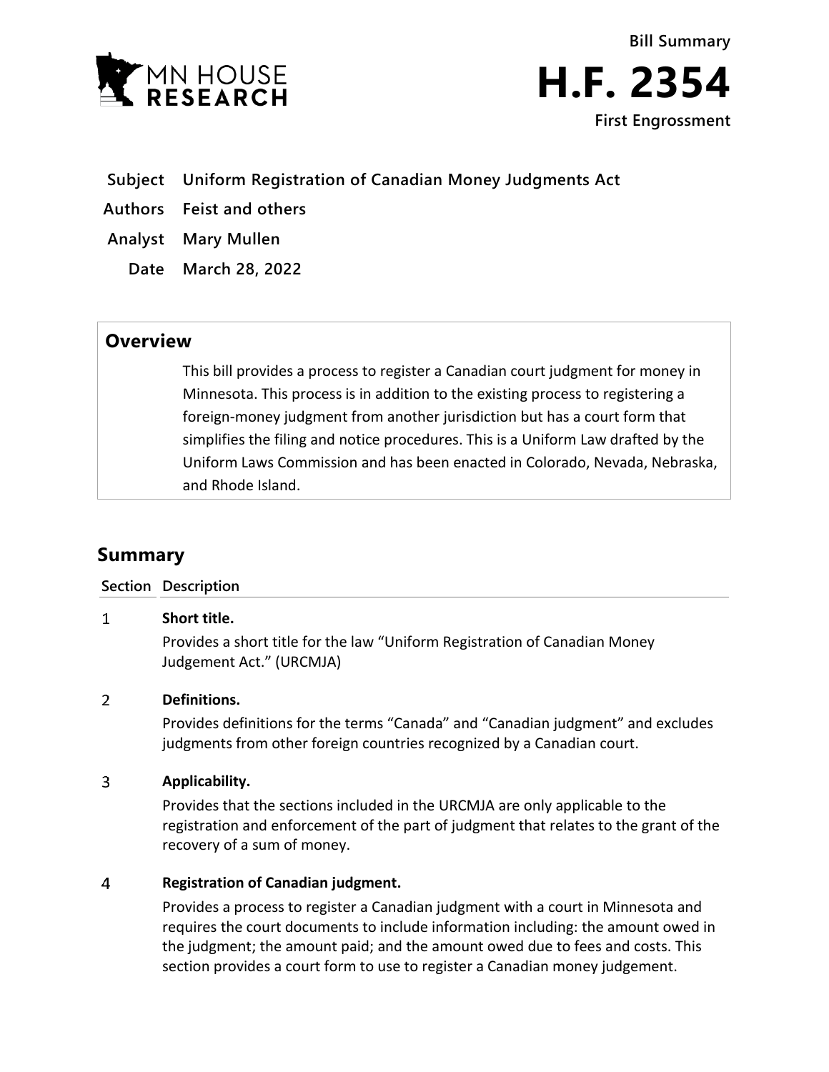MN HOUSE RESEARCH

Bill Summary

# H.F. 2354

First Engrossment

**Subject** Uniform Registration of Canadian Money Judgments Act

**Authors** Feist and others

**Analyst** Mary Mullen

**Date** March 28, 2022

## Overview

This bill provides a process to register a Canadian court judgment for money in Minnesota. This process is in addition to the existing process to registering a foreign-money judgment from another jurisdiction but has a court form that simplifies the filing and notice procedures. This is a Uniform Law drafted by the Uniform Laws Commission and has been enacted in Colorado, Nevada, Nebraska, and Rhode Island.

## Summary

| Section | Description |
|---|---|
| 1 | **Short title.**<br>Provides a short title for the law "Uniform Registration of Canadian Money Judgement Act." (URCMJA) |
| 2 | **Definitions.**<br>Provides definitions for the terms "Canada" and "Canadian judgment" and excludes judgments from other foreign countries recognized by a Canadian court. |
| 3 | **Applicability.**<br>Provides that the sections included in the URCMJA are only applicable to the registration and enforcement of the part of judgment that relates to the grant of the recovery of a sum of money. |
| 4 | **Registration of Canadian judgment.**<br>Provides a process to register a Canadian judgment with a court in Minnesota and requires the court documents to include information including: the amount owed in the judgment; the amount paid; and the amount owed due to fees and costs. This section provides a court form to use to register a Canadian money judgement. |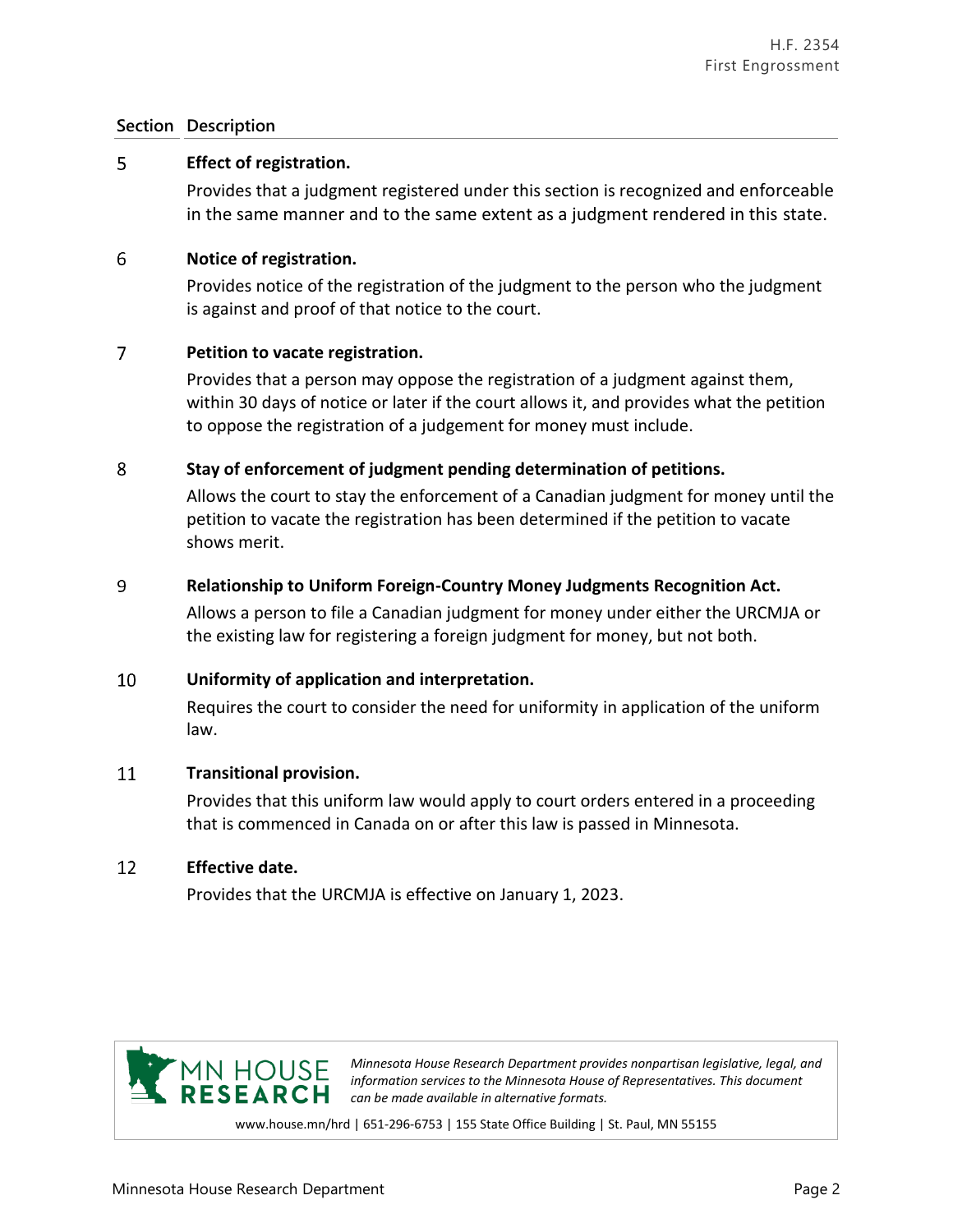| Section | Description |
| --- | --- |
| 5 | **Effect of registration.**<br>Provides that a judgment registered under this section is recognized and enforceable in the same manner and to the same extent as a judgment rendered in this state. |
| 6 | **Notice of registration.**<br>Provides notice of the registration of the judgment to the person who the judgment is against and proof of that notice to the court. |
| 7 | **Petition to vacate registration.**<br>Provides that a person may oppose the registration of a judgment against them, within 30 days of notice or later if the court allows it, and provides what the petition to oppose the registration of a judgement for money must include. |
| 8 | **Stay of enforcement of judgment pending determination of petitions.**<br>Allows the court to stay the enforcement of a Canadian judgment for money until the petition to vacate the registration has been determined if the petition to vacate shows merit. |
| 9 | **Relationship to Uniform Foreign-Country Money Judgments Recognition Act.**<br>Allows a person to file a Canadian judgment for money under either the URCMJA or the existing law for registering a foreign judgment for money, but not both. |
| 10 | **Uniformity of application and interpretation.**<br>Requires the court to consider the need for uniformity in application of the uniform law. |
| 11 | **Transitional provision.**<br>Provides that this uniform law would apply to court orders entered in a proceeding that is commenced in Canada on or after this law is passed in Minnesota. |
| 12 | **Effective date.**<br>Provides that the URCMJA is effective on January 1, 2023. |

MN HOUSE RESEARCH

*Minnesota House Research Department provides nonpartisan legislative, legal, and information services to the Minnesota House of Representatives. This document can be made available in alternative formats.*

www.house.mn/hrd | 651-296-6753 | 155 State Office Building | St. Paul, MN 55155